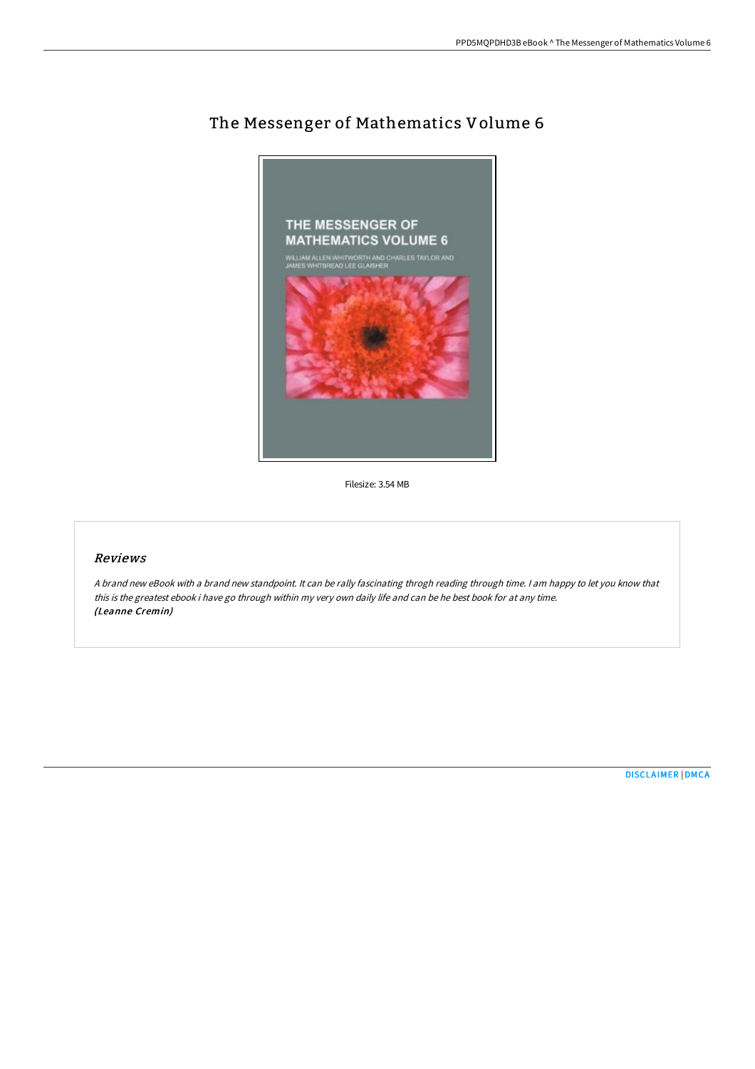# The Messenger of Mathematics Volume 6

Filesize: 3.54 MB

## *Reviews*

*A brand new eBook with a brand new standpoint. It can be rally fascinating throgh reading through time. I am happy to let you know that this is the greatest ebook i have go through within my very own daily life and can be he best book for at any time.*
***(Leanne Cremin)***

DISCLAIMER | DMCA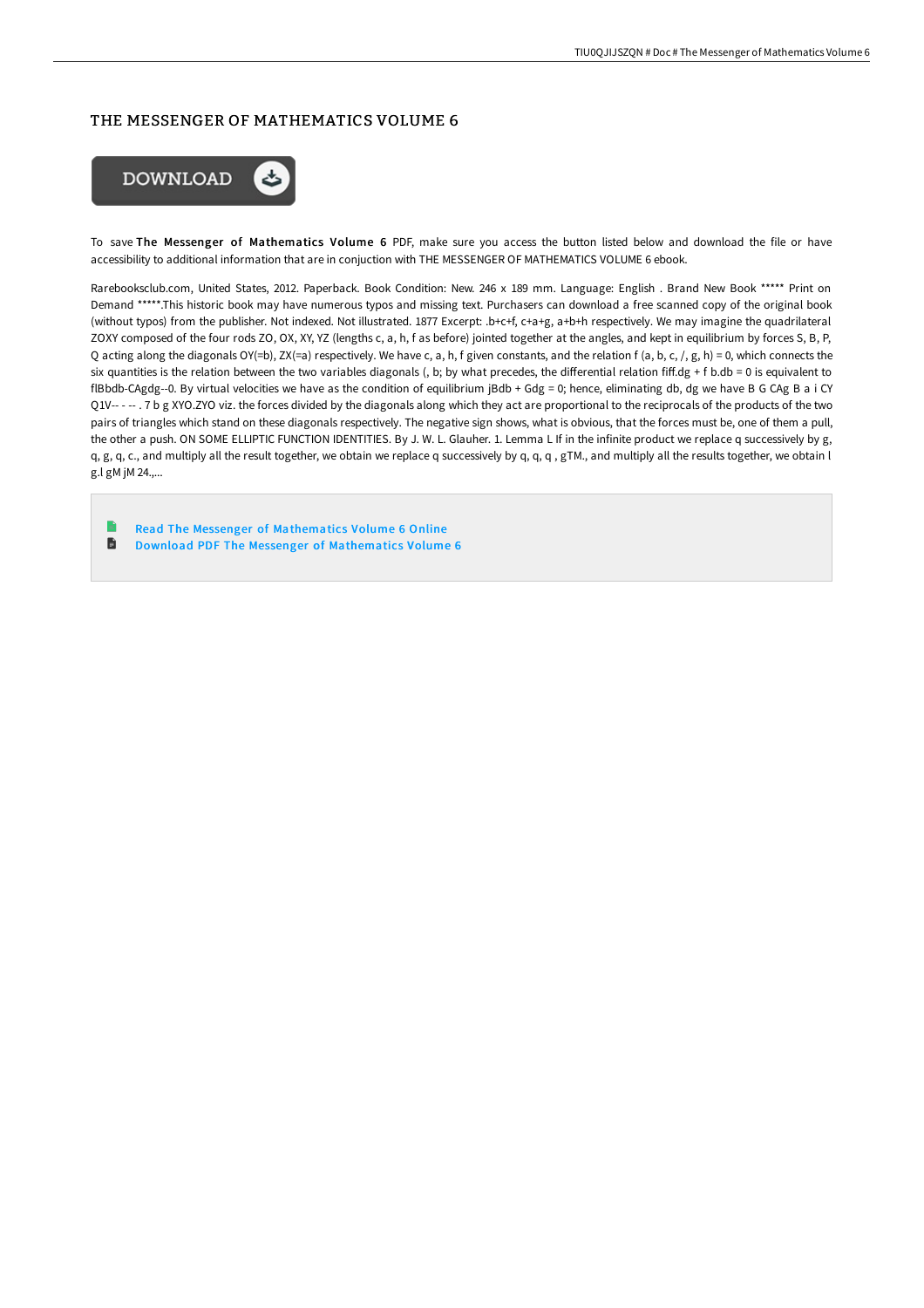## THE MESSENGER OF MATHEMATICS VOLUME 6

DOWNLOAD

To save **The Messenger of Mathematics Volume 6** PDF, make sure you access the button listed below and download the file or have accessibility to additional information that are in conjuction with THE MESSENGER OF MATHEMATICS VOLUME 6 ebook.

Rarebooksclub.com, United States, 2012. Paperback. Book Condition: New. 246 x 189 mm. Language: English . Brand New Book ***** Print on Demand *****.This historic book may have numerous typos and missing text. Purchasers can download a free scanned copy of the original book (without typos) from the publisher. Not indexed. Not illustrated. 1877 Excerpt: .b+c+f, c+a+g, a+b+h respectively. We may imagine the quadrilateral ZOXY composed of the four rods ZO, OX, XY, YZ (lengths c, a, h, f as before) jointed together at the angles, and kept in equilibrium by forces S, B, P, Q acting along the diagonals OY(=b), ZX(=a) respectively. We have c, a, h, f given constants, and the relation f (a, b, c, /, g, h) = 0, which connects the six quantities is the relation between the two variables diagonals (, b; by what precedes, the differential relation fiff.dg + f b.db = 0 is equivalent to flBbdb-CAgdg--0. By virtual velocities we have as the condition of equilibrium jBdb + Gdg = 0; hence, eliminating db, dg we have B G CAg B a i CY Q1V-- - -- . 7 b g XYO.ZYO viz. the forces divided by the diagonals along which they act are proportional to the reciprocals of the products of the two pairs of triangles which stand on these diagonals respectively. The negative sign shows, what is obvious, that the forces must be, one of them a pull, the other a push. ON SOME ELLIPTIC FUNCTION IDENTITIES. By J. W. L. Glauher. 1. Lemma L If in the infinite product we replace q successively by g, q, g, q, c., and multiply all the result together, we obtain we replace q successively by q, q, q , gTM., and multiply all the results together, we obtain l g.l gM jM 24.,...

- Read The Messenger of Mathematics Volume 6 Online
- Download PDF The Messenger of Mathematics Volume 6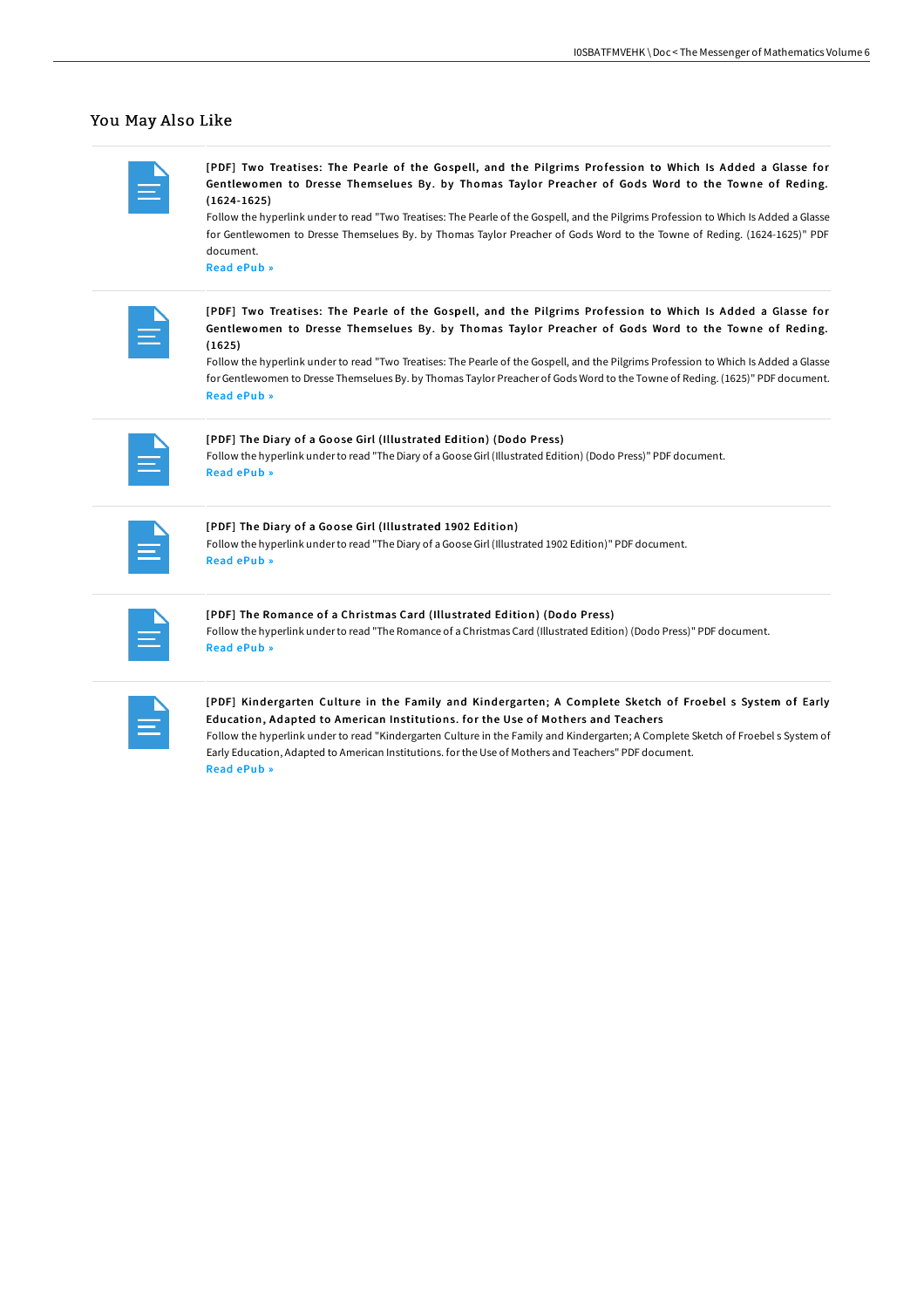## You May Also Like

**[PDF] Two Treatises: The Pearle of the Gospell, and the Pilgrims Profession to Which Is Added a Glasse for Gentlewomen to Dresse Themselues By. by Thomas Taylor Preacher of Gods Word to the Towne of Reding. (1624-1625)**

Follow the hyperlink under to read "Two Treatises: The Pearle of the Gospell, and the Pilgrims Profession to Which Is Added a Glasse for Gentlewomen to Dresse Themselues By. by Thomas Taylor Preacher of Gods Word to the Towne of Reding. (1624-1625)" PDF document.

Read ePub »

**[PDF] Two Treatises: The Pearle of the Gospell, and the Pilgrims Profession to Which Is Added a Glasse for Gentlewomen to Dresse Themselues By. by Thomas Taylor Preacher of Gods Word to the Towne of Reding. (1625)**

Follow the hyperlink under to read "Two Treatises: The Pearle of the Gospell, and the Pilgrims Profession to Which Is Added a Glasse for Gentlewomen to Dresse Themselues By. by Thomas Taylor Preacher of Gods Word to the Towne of Reding. (1625)" PDF document.

Read ePub »

**[PDF] The Diary of a Goose Girl (Illustrated Edition) (Dodo Press)**

Follow the hyperlink under to read "The Diary of a Goose Girl (Illustrated Edition) (Dodo Press)" PDF document.

Read ePub »

**[PDF] The Diary of a Goose Girl (Illustrated 1902 Edition)**

Follow the hyperlink under to read "The Diary of a Goose Girl (Illustrated 1902 Edition)" PDF document.

Read ePub »

**[PDF] The Romance of a Christmas Card (Illustrated Edition) (Dodo Press)**

Follow the hyperlink under to read "The Romance of a Christmas Card (Illustrated Edition) (Dodo Press)" PDF document.

Read ePub »

**[PDF] Kindergarten Culture in the Family and Kindergarten; A Complete Sketch of Froebel s System of Early Education, Adapted to American Institutions. for the Use of Mothers and Teachers**

Follow the hyperlink under to read "Kindergarten Culture in the Family and Kindergarten; A Complete Sketch of Froebel s System of Early Education, Adapted to American Institutions. for the Use of Mothers and Teachers" PDF document.

Read ePub »